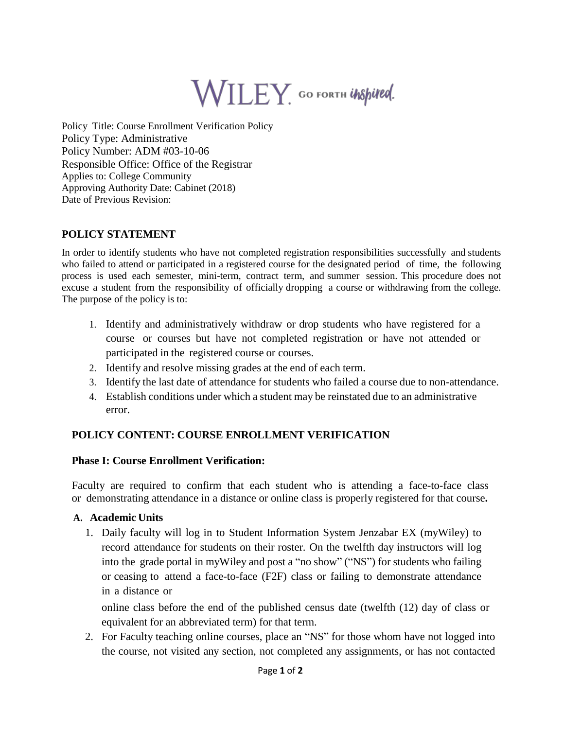WILEY. GO FORTH inspired.

Policy Title: Course Enrollment Verification Policy
Policy Type: Administrative
Policy Number: ADM #03-10-06
Responsible Office: Office of the Registrar
Applies to: College Community
Approving Authority Date: Cabinet (2018)
Date of Previous Revision:

## POLICY STATEMENT

In order to identify students who have not completed registration responsibilities successfully and students who failed to attend or participated in a registered course for the designated period of time, the following process is used each semester, mini-term, contract term, and summer session. This procedure does not excuse a student from the responsibility of officially dropping a course or withdrawing from the college. The purpose of the policy is to:

1. Identify and administratively withdraw or drop students who have registered for a course or courses but have not completed registration or have not attended or participated in the registered course or courses.
2. Identify and resolve missing grades at the end of each term.
3. Identify the last date of attendance for students who failed a course due to non-attendance.
4. Establish conditions under which a student may be reinstated due to an administrative error.

## POLICY CONTENT: COURSE ENROLLMENT VERIFICATION

### Phase I: Course Enrollment Verification:

Faculty are required to confirm that each student who is attending a face-to-face class or demonstrating attendance in a distance or online class is properly registered for that course**.**

**A. Academic Units**

1. Daily faculty will log in to Student Information System Jenzabar EX (myWiley) to record attendance for students on their roster. On the twelfth day instructors will log into the grade portal in myWiley and post a "no show" ("NS") for students who failing or ceasing to attend a face-to-face (F2F) class or failing to demonstrate attendance in a distance or online class before the end of the published census date (twelfth (12) day of class or equivalent for an abbreviated term) for that term.
2. For Faculty teaching online courses, place an "NS" for those whom have not logged into the course, not visited any section, not completed any assignments, or has not contacted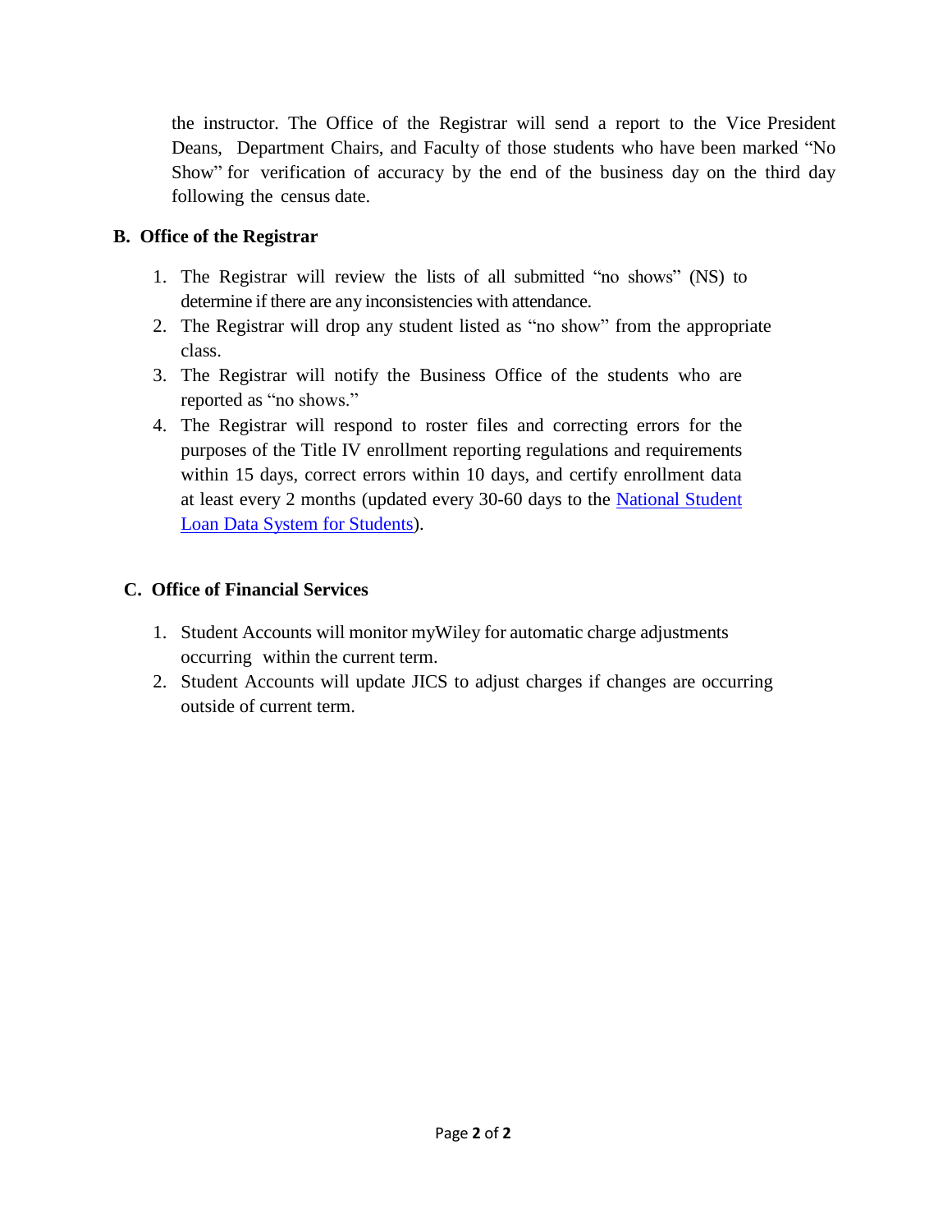the instructor. The Office of the Registrar will send a report to the Vice President Deans, Department Chairs, and Faculty of those students who have been marked "No Show" for verification of accuracy by the end of the business day on the third day following the census date.

**B. Office of the Registrar**

1. The Registrar will review the lists of all submitted "no shows" (NS) to determine if there are any inconsistencies with attendance.
2. The Registrar will drop any student listed as "no show" from the appropriate class.
3. The Registrar will notify the Business Office of the students who are reported as "no shows."
4. The Registrar will respond to roster files and correcting errors for the purposes of the Title IV enrollment reporting regulations and requirements within 15 days, correct errors within 10 days, and certify enrollment data at least every 2 months (updated every 30-60 days to the National Student Loan Data System for Students).

**C. Office of Financial Services**

1. Student Accounts will monitor myWiley for automatic charge adjustments occurring within the current term.
2. Student Accounts will update JICS to adjust charges if changes are occurring outside of current term.